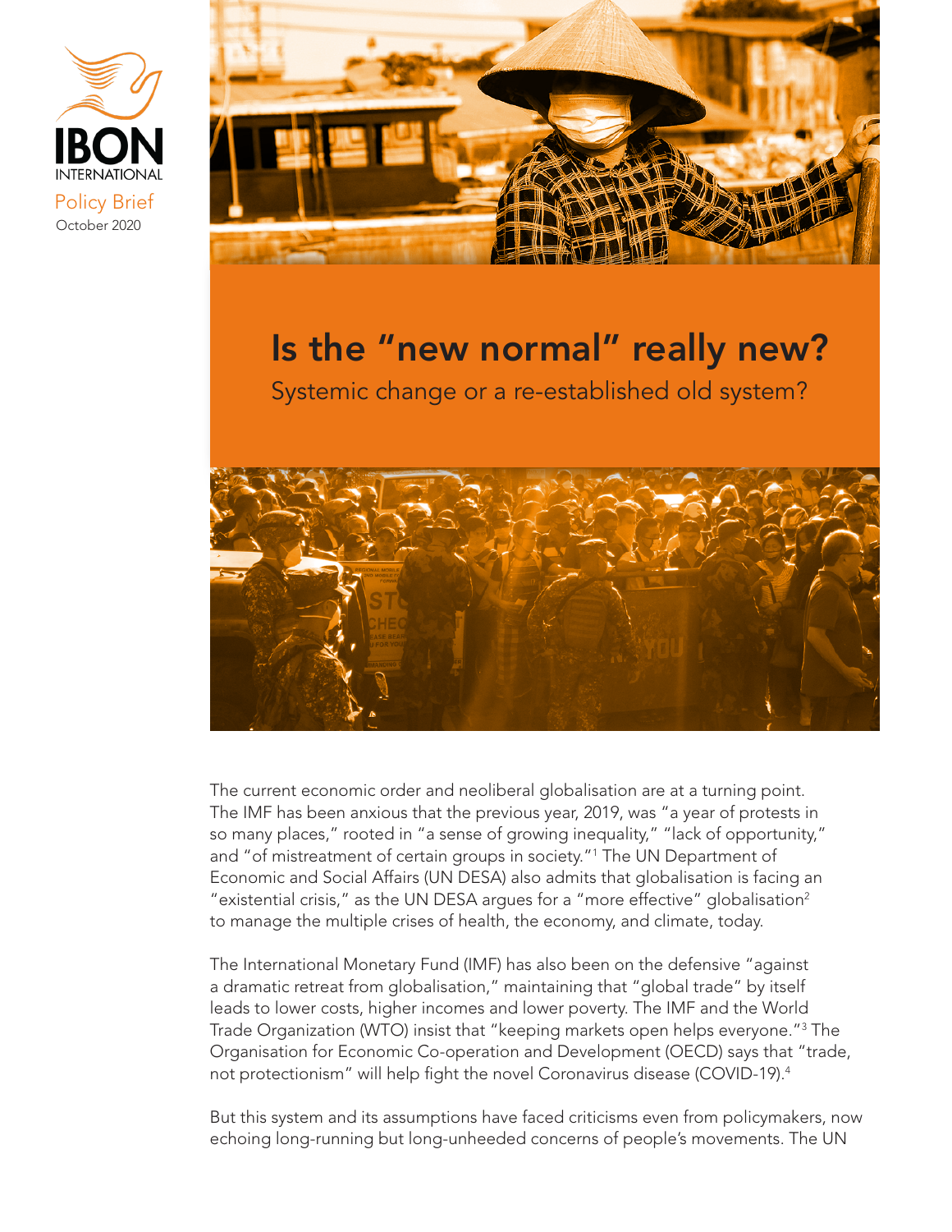IBON INTERNATIONAL

Policy Brief

October 2020

# Is the "new normal" really new?

## Systemic change or a re-established old system?

The current economic order and neoliberal globalisation are at a turning point. The IMF has been anxious that the previous year, 2019, was "a year of protests in so many places," rooted in "a sense of growing inequality," "lack of opportunity," and "of mistreatment of certain groups in society."[1] The UN Department of Economic and Social Affairs (UN DESA) also admits that globalisation is facing an "existential crisis," as the UN DESA argues for a "more effective" globalisation[2] to manage the multiple crises of health, the economy, and climate, today.

The International Monetary Fund (IMF) has also been on the defensive "against a dramatic retreat from globalisation," maintaining that "global trade" by itself leads to lower costs, higher incomes and lower poverty. The IMF and the World Trade Organization (WTO) insist that "keeping markets open helps everyone."[3] The Organisation for Economic Co-operation and Development (OECD) says that "trade, not protectionism" will help fight the novel Coronavirus disease (COVID-19).[4]

But this system and its assumptions have faced criticisms even from policymakers, now echoing long-running but long-unheeded concerns of people's movements. The UN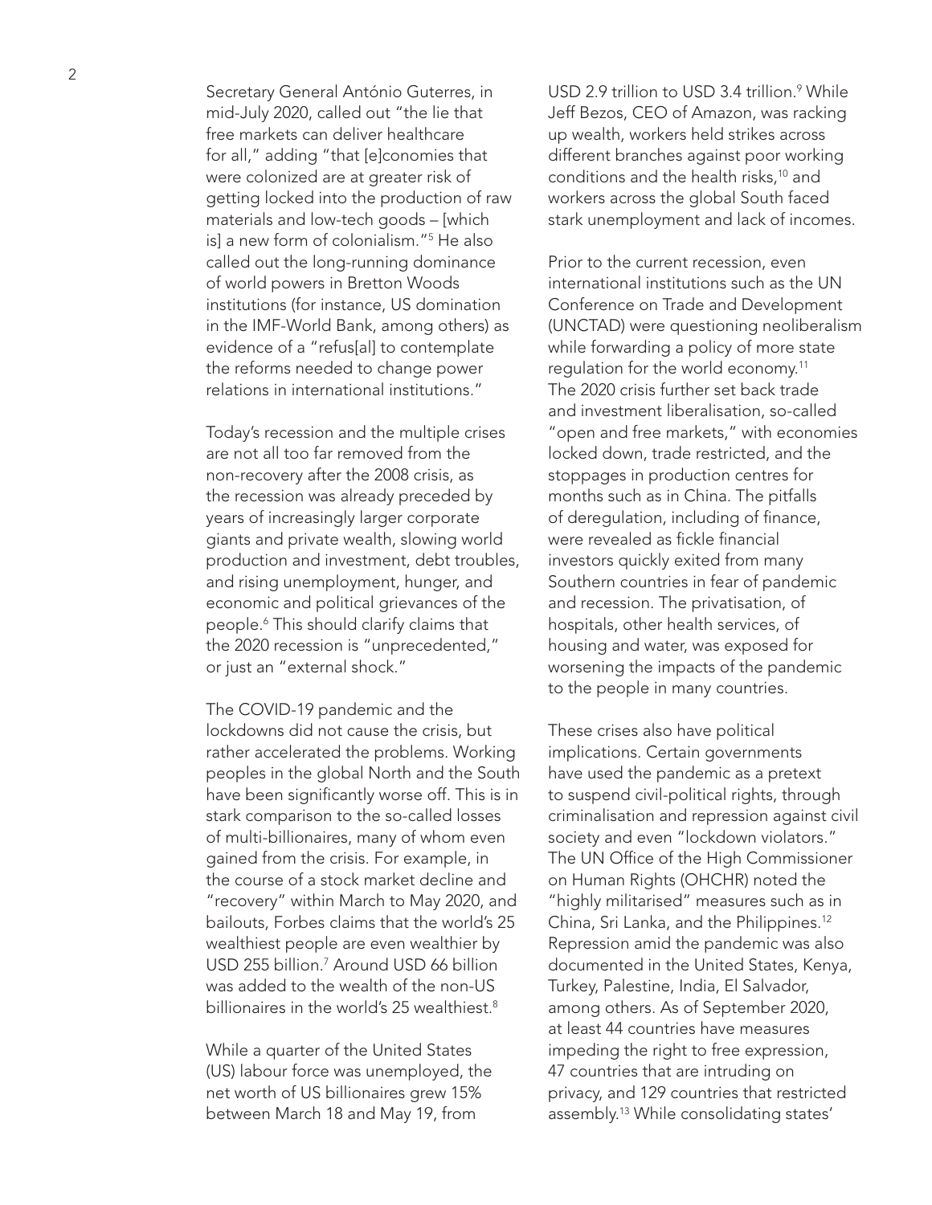Secretary General António Guterres, in mid-July 2020, called out "the lie that free markets can deliver healthcare for all," adding "that [e]conomies that were colonized are at greater risk of getting locked into the production of raw materials and low-tech goods – [which is] a new form of colonialism."[5] He also called out the long-running dominance of world powers in Bretton Woods institutions (for instance, US domination in the IMF-World Bank, among others) as evidence of a "refus[al] to contemplate the reforms needed to change power relations in international institutions."

Today's recession and the multiple crises are not all too far removed from the non-recovery after the 2008 crisis, as the recession was already preceded by years of increasingly larger corporate giants and private wealth, slowing world production and investment, debt troubles, and rising unemployment, hunger, and economic and political grievances of the people.[6] This should clarify claims that the 2020 recession is "unprecedented," or just an "external shock."

The COVID-19 pandemic and the lockdowns did not cause the crisis, but rather accelerated the problems. Working peoples in the global North and the South have been significantly worse off. This is in stark comparison to the so-called losses of multi-billionaires, many of whom even gained from the crisis. For example, in the course of a stock market decline and "recovery" within March to May 2020, and bailouts, Forbes claims that the world's 25 wealthiest people are even wealthier by USD 255 billion.[7] Around USD 66 billion was added to the wealth of the non-US billionaires in the world's 25 wealthiest.[8]

While a quarter of the United States (US) labour force was unemployed, the net worth of US billionaires grew 15% between March 18 and May 19, from USD 2.9 trillion to USD 3.4 trillion.[9] While Jeff Bezos, CEO of Amazon, was racking up wealth, workers held strikes across different branches against poor working conditions and the health risks,[10] and workers across the global South faced stark unemployment and lack of incomes.

Prior to the current recession, even international institutions such as the UN Conference on Trade and Development (UNCTAD) were questioning neoliberalism while forwarding a policy of more state regulation for the world economy.[11] The 2020 crisis further set back trade and investment liberalisation, so-called "open and free markets," with economies locked down, trade restricted, and the stoppages in production centres for months such as in China. The pitfalls of deregulation, including of finance, were revealed as fickle financial investors quickly exited from many Southern countries in fear of pandemic and recession. The privatisation, of hospitals, other health services, of housing and water, was exposed for worsening the impacts of the pandemic to the people in many countries.

These crises also have political implications. Certain governments have used the pandemic as a pretext to suspend civil-political rights, through criminalisation and repression against civil society and even "lockdown violators." The UN Office of the High Commissioner on Human Rights (OHCHR) noted the "highly militarised" measures such as in China, Sri Lanka, and the Philippines.[12] Repression amid the pandemic was also documented in the United States, Kenya, Turkey, Palestine, India, El Salvador, among others. As of September 2020, at least 44 countries have measures impeding the right to free expression, 47 countries that are intruding on privacy, and 129 countries that restricted assembly.[13] While consolidating states'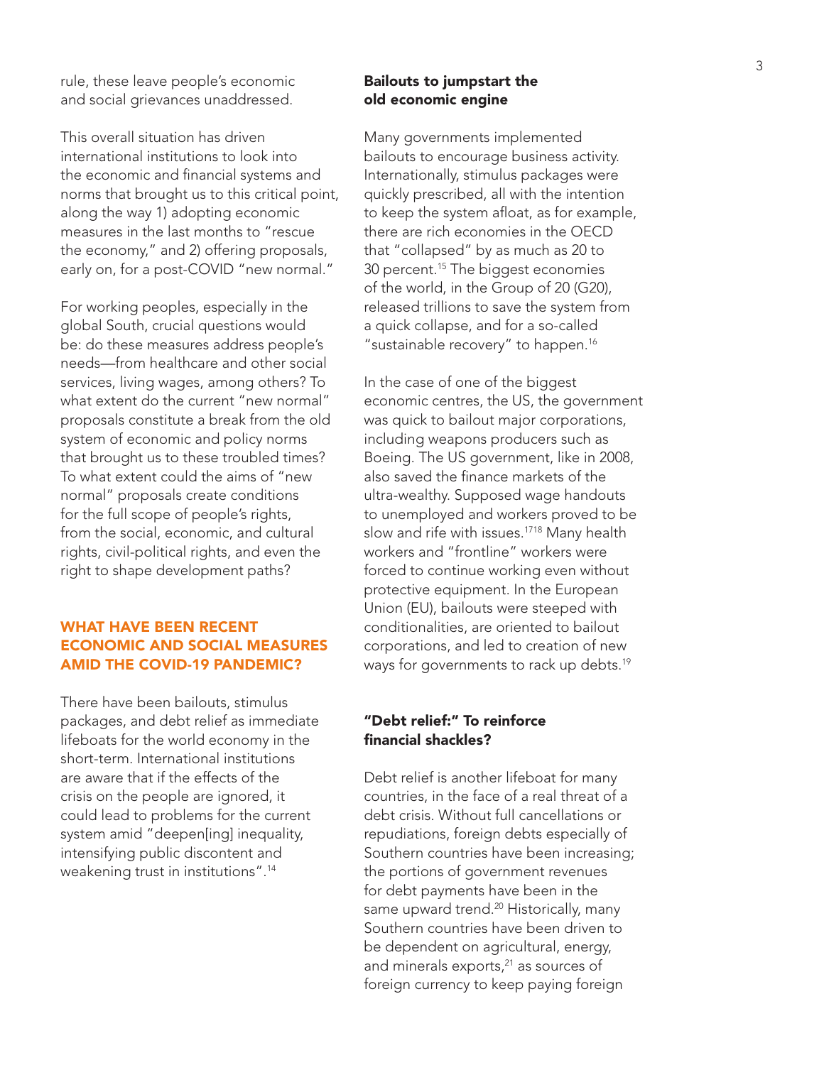rule, these leave people's economic and social grievances unaddressed.

This overall situation has driven international institutions to look into the economic and financial systems and norms that brought us to this critical point, along the way 1) adopting economic measures in the last months to "rescue the economy," and 2) offering proposals, early on, for a post-COVID "new normal."

For working peoples, especially in the global South, crucial questions would be: do these measures address people's needs—from healthcare and other social services, living wages, among others? To what extent do the current "new normal" proposals constitute a break from the old system of economic and policy norms that brought us to these troubled times? To what extent could the aims of "new normal" proposals create conditions for the full scope of people's rights, from the social, economic, and cultural rights, civil-political rights, and even the right to shape development paths?

## WHAT HAVE BEEN RECENT ECONOMIC AND SOCIAL MEASURES AMID THE COVID-19 PANDEMIC?

There have been bailouts, stimulus packages, and debt relief as immediate lifeboats for the world economy in the short-term. International institutions are aware that if the effects of the crisis on the people are ignored, it could lead to problems for the current system amid "deepen[ing] inequality, intensifying public discontent and weakening trust in institutions".[14]

### Bailouts to jumpstart the old economic engine

Many governments implemented bailouts to encourage business activity. Internationally, stimulus packages were quickly prescribed, all with the intention to keep the system afloat, as for example, there are rich economies in the OECD that "collapsed" by as much as 20 to 30 percent.[15] The biggest economies of the world, in the Group of 20 (G20), released trillions to save the system from a quick collapse, and for a so-called "sustainable recovery" to happen.[16]

In the case of one of the biggest economic centres, the US, the government was quick to bailout major corporations, including weapons producers such as Boeing. The US government, like in 2008, also saved the finance markets of the ultra-wealthy. Supposed wage handouts to unemployed and workers proved to be slow and rife with issues.[17][18] Many health workers and "frontline" workers were forced to continue working even without protective equipment. In the European Union (EU), bailouts were steeped with conditionalities, are oriented to bailout corporations, and led to creation of new ways for governments to rack up debts.[19]

### "Debt relief:" To reinforce financial shackles?

Debt relief is another lifeboat for many countries, in the face of a real threat of a debt crisis. Without full cancellations or repudiations, foreign debts especially of Southern countries have been increasing; the portions of government revenues for debt payments have been in the same upward trend.[20] Historically, many Southern countries have been driven to be dependent on agricultural, energy, and minerals exports,[21] as sources of foreign currency to keep paying foreign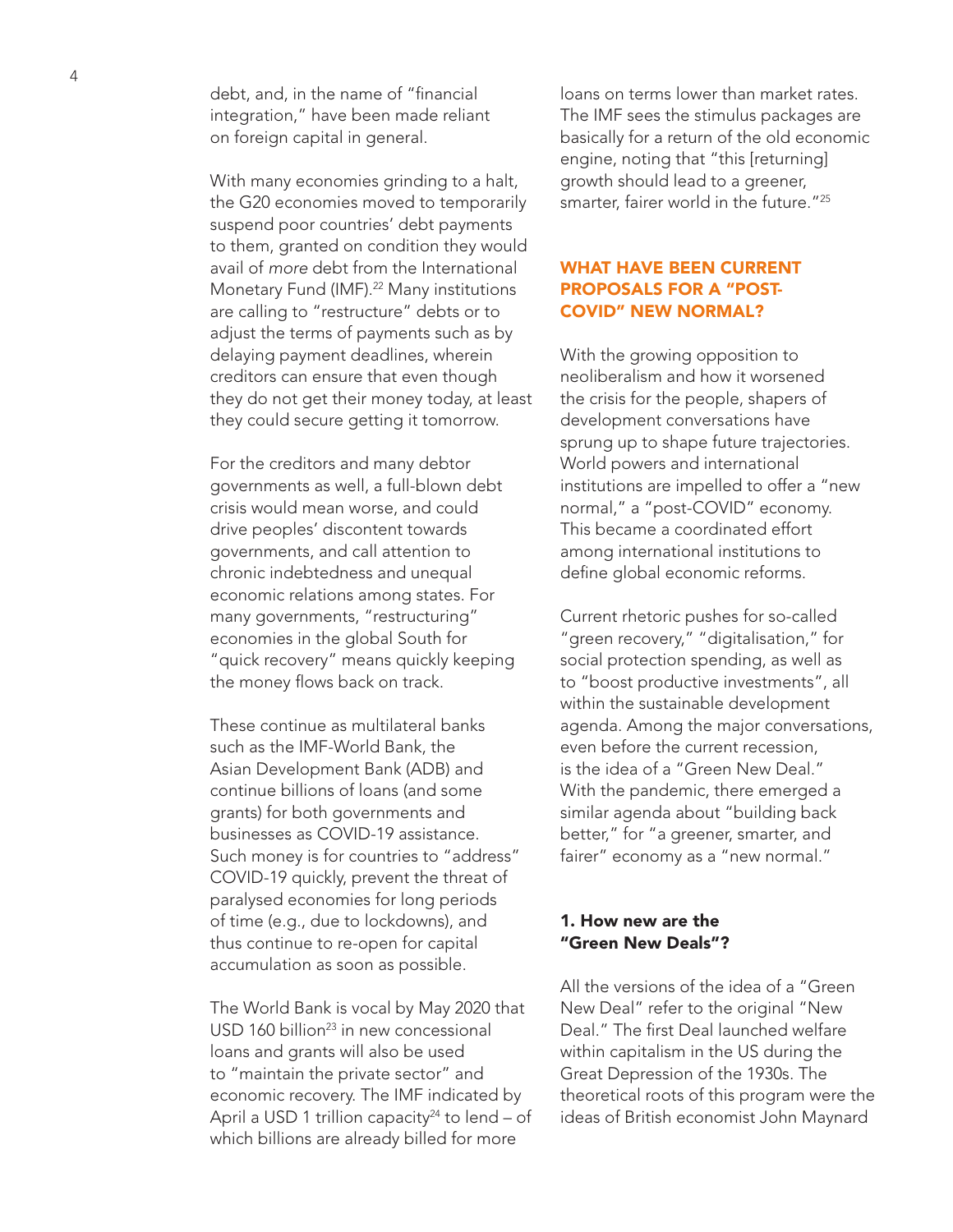debt, and, in the name of "financial integration," have been made reliant on foreign capital in general.

With many economies grinding to a halt, the G20 economies moved to temporarily suspend poor countries' debt payments to them, granted on condition they would avail of *more* debt from the International Monetary Fund (IMF).[22] Many institutions are calling to "restructure" debts or to adjust the terms of payments such as by delaying payment deadlines, wherein creditors can ensure that even though they do not get their money today, at least they could secure getting it tomorrow.

For the creditors and many debtor governments as well, a full-blown debt crisis would mean worse, and could drive peoples' discontent towards governments, and call attention to chronic indebtedness and unequal economic relations among states. For many governments, "restructuring" economies in the global South for "quick recovery" means quickly keeping the money flows back on track.

These continue as multilateral banks such as the IMF-World Bank, the Asian Development Bank (ADB) and continue billions of loans (and some grants) for both governments and businesses as COVID-19 assistance. Such money is for countries to "address" COVID-19 quickly, prevent the threat of paralysed economies for long periods of time (e.g., due to lockdowns), and thus continue to re-open for capital accumulation as soon as possible.

The World Bank is vocal by May 2020 that USD 160 billion[23] in new concessional loans and grants will also be used to "maintain the private sector" and economic recovery. The IMF indicated by April a USD 1 trillion capacity[24] to lend – of which billions are already billed for more loans on terms lower than market rates. The IMF sees the stimulus packages are basically for a return of the old economic engine, noting that "this [returning] growth should lead to a greener, smarter, fairer world in the future."[25]

## WHAT HAVE BEEN CURRENT PROPOSALS FOR A "POST-COVID" NEW NORMAL?

With the growing opposition to neoliberalism and how it worsened the crisis for the people, shapers of development conversations have sprung up to shape future trajectories. World powers and international institutions are impelled to offer a "new normal," a "post-COVID" economy. This became a coordinated effort among international institutions to define global economic reforms.

Current rhetoric pushes for so-called "green recovery," "digitalisation," for social protection spending, as well as to "boost productive investments", all within the sustainable development agenda. Among the major conversations, even before the current recession, is the idea of a "Green New Deal." With the pandemic, there emerged a similar agenda about "building back better," for "a greener, smarter, and fairer" economy as a "new normal."

### 1. How new are the "Green New Deals"?

All the versions of the idea of a "Green New Deal" refer to the original "New Deal." The first Deal launched welfare within capitalism in the US during the Great Depression of the 1930s. The theoretical roots of this program were the ideas of British economist John Maynard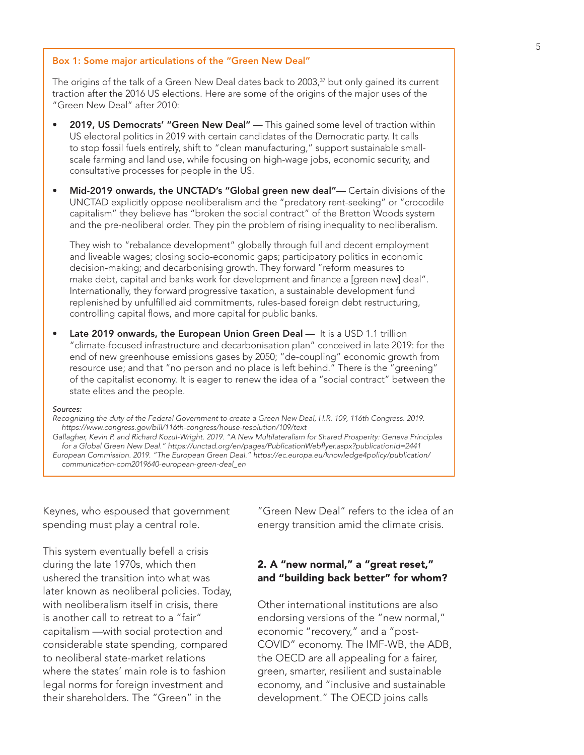**Box 1: Some major articulations of the "Green New Deal"**

The origins of the talk of a Green New Deal dates back to 2003,[37] but only gained its current traction after the 2016 US elections. Here are some of the origins of the major uses of the "Green New Deal" after 2010:

- **2019, US Democrats' "Green New Deal"** — This gained some level of traction within US electoral politics in 2019 with certain candidates of the Democratic party. It calls to stop fossil fuels entirely, shift to "clean manufacturing," support sustainable small-scale farming and land use, while focusing on high-wage jobs, economic security, and consultative processes for people in the US.

- **Mid-2019 onwards, the UNCTAD's "Global green new deal"**— Certain divisions of the UNCTAD explicitly oppose neoliberalism and the "predatory rent-seeking" or "crocodile capitalism" they believe has "broken the social contract" of the Bretton Woods system and the pre-neoliberal order. They pin the problem of rising inequality to neoliberalism.

  They wish to "rebalance development" globally through full and decent employment and liveable wages; closing socio-economic gaps; participatory politics in economic decision-making; and decarbonising growth. They forward "reform measures to make debt, capital and banks work for development and finance a [green new] deal". Internationally, they forward progressive taxation, a sustainable development fund replenished by unfulfilled aid commitments, rules-based foreign debt restructuring, controlling capital flows, and more capital for public banks.

- **Late 2019 onwards, the European Union Green Deal** — It is a USD 1.1 trillion "climate-focused infrastructure and decarbonisation plan" conceived in late 2019: for the end of new greenhouse emissions gases by 2050; "de-coupling" economic growth from resource use; and that "no person and no place is left behind." There is the "greening" of the capitalist economy. It is eager to renew the idea of a "social contract" between the state elites and the people.

*Sources:*

*Recognizing the duty of the Federal Government to create a Green New Deal, H.R. 109, 116th Congress. 2019. https://www.congress.gov/bill/116th-congress/house-resolution/109/text*

*Gallagher, Kevin P. and Richard Kozul-Wright. 2019. "A New Multilateralism for Shared Prosperity: Geneva Principles for a Global Green New Deal." https://unctad.org/en/pages/PublicationWebflyer.aspx?publicationid=2441*

*European Commission. 2019. "The European Green Deal." https://ec.europa.eu/knowledge4policy/publication/communication-com2019640-european-green-deal_en*

Keynes, who espoused that government spending must play a central role.

This system eventually befell a crisis during the late 1970s, which then ushered the transition into what was later known as neoliberal policies. Today, with neoliberalism itself in crisis, there is another call to retreat to a "fair" capitalism —with social protection and considerable state spending, compared to neoliberal state-market relations where the states' main role is to fashion legal norms for foreign investment and their shareholders. The "Green" in the "Green New Deal" refers to the idea of an energy transition amid the climate crisis.

## 2. A "new normal," a "great reset," and "building back better" for whom?

Other international institutions are also endorsing versions of the "new normal," economic "recovery," and a "post-COVID" economy. The IMF-WB, the ADB, the OECD are all appealing for a fairer, green, smarter, resilient and sustainable economy, and "inclusive and sustainable development." The OECD joins calls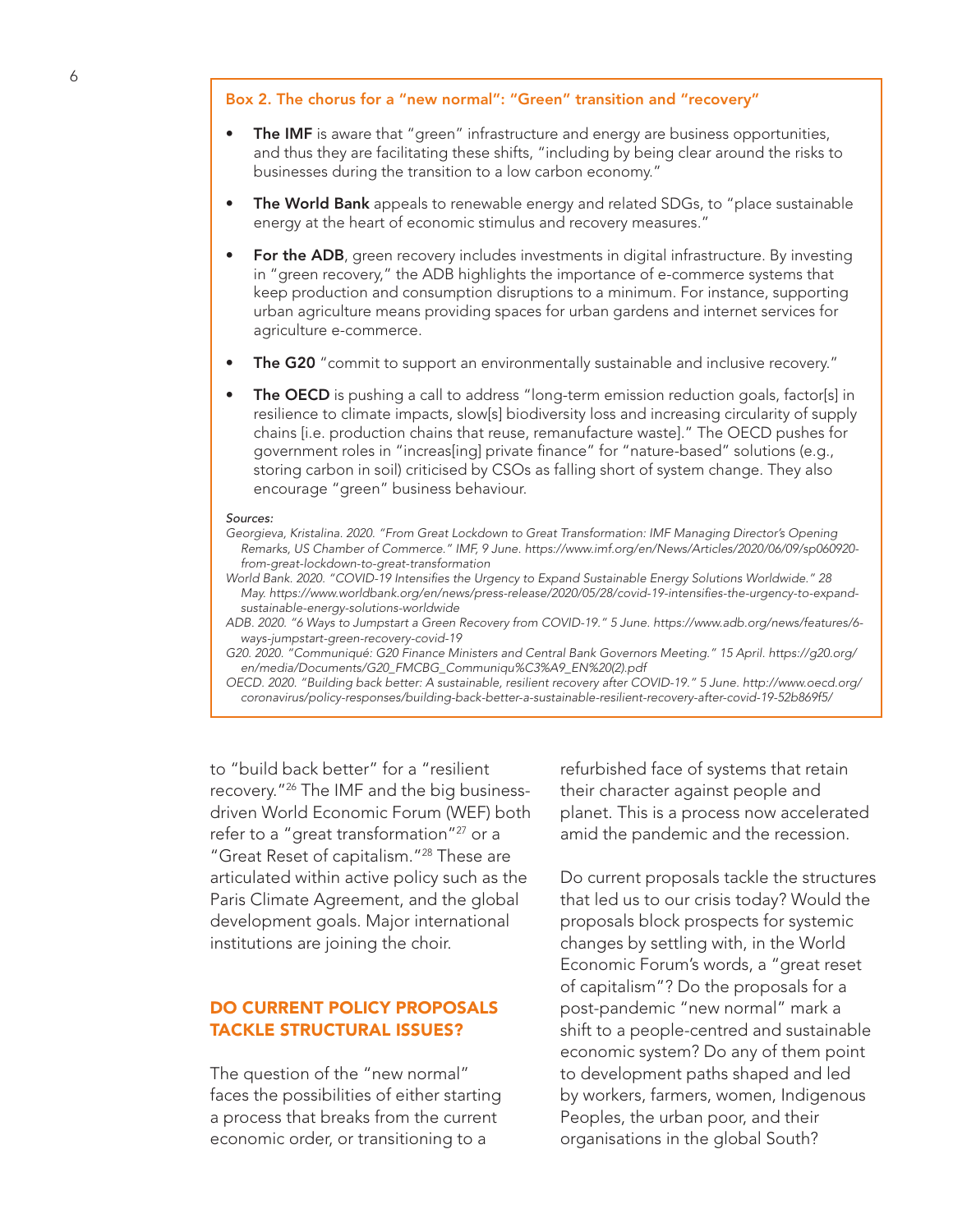**Box 2. The chorus for a "new normal": "Green" transition and "recovery"**

- **The IMF** is aware that "green" infrastructure and energy are business opportunities, and thus they are facilitating these shifts, "including by being clear around the risks to businesses during the transition to a low carbon economy."
- **The World Bank** appeals to renewable energy and related SDGs, to "place sustainable energy at the heart of economic stimulus and recovery measures."
- **For the ADB**, green recovery includes investments in digital infrastructure. By investing in "green recovery," the ADB highlights the importance of e-commerce systems that keep production and consumption disruptions to a minimum. For instance, supporting urban agriculture means providing spaces for urban gardens and internet services for agriculture e-commerce.
- **The G20** "commit to support an environmentally sustainable and inclusive recovery."
- **The OECD** is pushing a call to address "long-term emission reduction goals, factor[s] in resilience to climate impacts, slow[s] biodiversity loss and increasing circularity of supply chains [i.e. production chains that reuse, remanufacture waste]." The OECD pushes for government roles in "increas[ing] private finance" for "nature-based" solutions (e.g., storing carbon in soil) criticised by CSOs as falling short of system change. They also encourage "green" business behaviour.

*Sources:*

*Georgieva, Kristalina. 2020. "From Great Lockdown to Great Transformation: IMF Managing Director's Opening Remarks, US Chamber of Commerce." IMF, 9 June. https://www.imf.org/en/News/Articles/2020/06/09/sp060920-from-great-lockdown-to-great-transformation*

*World Bank. 2020. "COVID-19 Intensifies the Urgency to Expand Sustainable Energy Solutions Worldwide." 28 May. https://www.worldbank.org/en/news/press-release/2020/05/28/covid-19-intensifies-the-urgency-to-expand-sustainable-energy-solutions-worldwide*

*ADB. 2020. "6 Ways to Jumpstart a Green Recovery from COVID-19." 5 June. https://www.adb.org/news/features/6-ways-jumpstart-green-recovery-covid-19*

*G20. 2020. "Communiqué: G20 Finance Ministers and Central Bank Governors Meeting." 15 April. https://g20.org/en/media/Documents/G20_FMCBG_Communiqu%C3%A9_EN%20(2).pdf*

*OECD. 2020. "Building back better: A sustainable, resilient recovery after COVID-19." 5 June. http://www.oecd.org/coronavirus/policy-responses/building-back-better-a-sustainable-resilient-recovery-after-covid-19-52b869f5/*

to "build back better" for a "resilient recovery."[26] The IMF and the big business-driven World Economic Forum (WEF) both refer to a "great transformation"[27] or a "Great Reset of capitalism."[28] These are articulated within active policy such as the Paris Climate Agreement, and the global development goals. Major international institutions are joining the choir.

## DO CURRENT POLICY PROPOSALS TACKLE STRUCTURAL ISSUES?

The question of the "new normal" faces the possibilities of either starting a process that breaks from the current economic order, or transitioning to a refurbished face of systems that retain their character against people and planet. This is a process now accelerated amid the pandemic and the recession.

Do current proposals tackle the structures that led us to our crisis today? Would the proposals block prospects for systemic changes by settling with, in the World Economic Forum's words, a "great reset of capitalism"? Do the proposals for a post-pandemic "new normal" mark a shift to a people-centred and sustainable economic system? Do any of them point to development paths shaped and led by workers, farmers, women, Indigenous Peoples, the urban poor, and their organisations in the global South?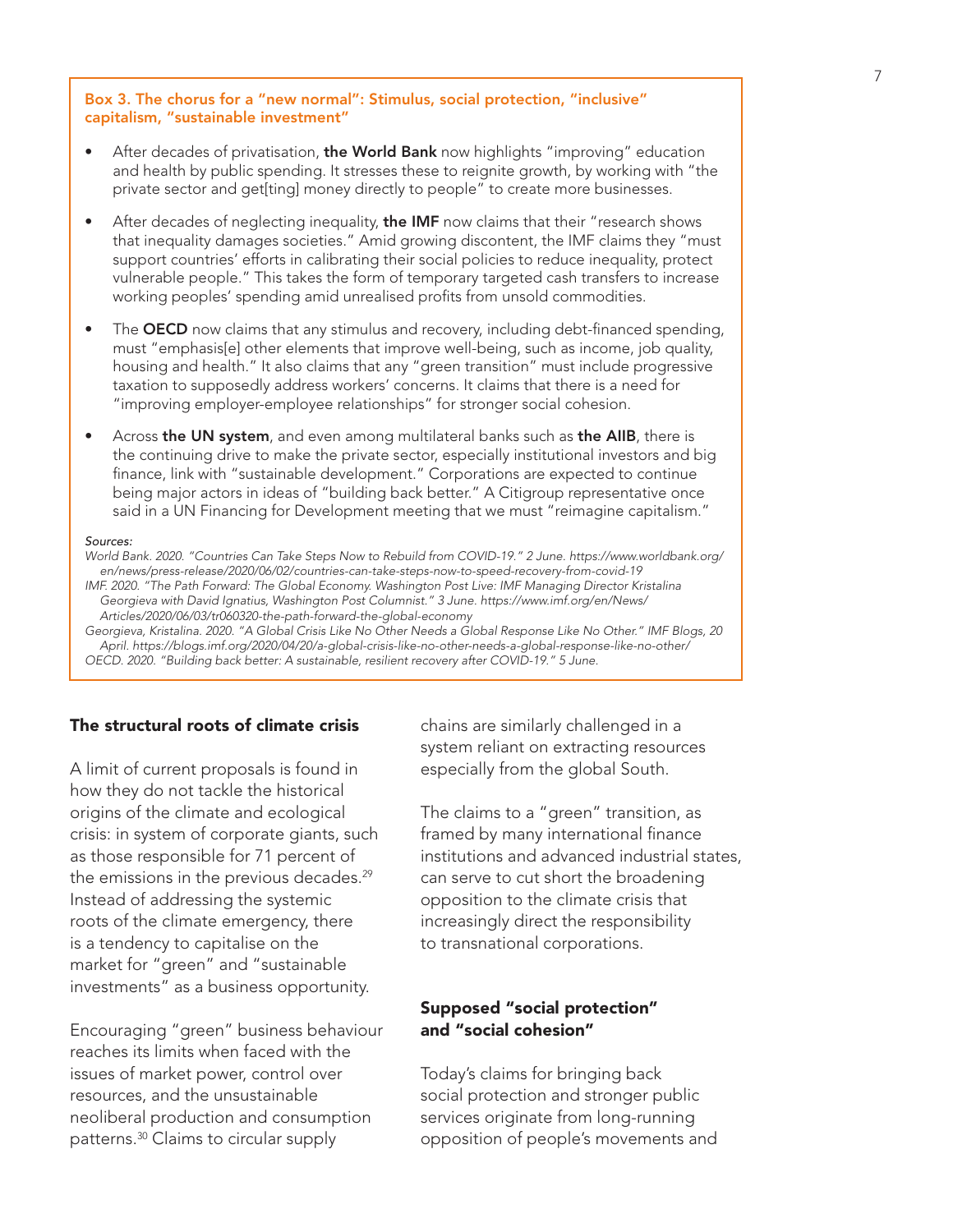**Box 3. The chorus for a "new normal": Stimulus, social protection, "inclusive" capitalism, "sustainable investment"**

- After decades of privatisation, **the World Bank** now highlights "improving" education and health by public spending. It stresses these to reignite growth, by working with "the private sector and get[ting] money directly to people" to create more businesses.
- After decades of neglecting inequality, **the IMF** now claims that their "research shows that inequality damages societies." Amid growing discontent, the IMF claims they "must support countries' efforts in calibrating their social policies to reduce inequality, protect vulnerable people." This takes the form of temporary targeted cash transfers to increase working peoples' spending amid unrealised profits from unsold commodities.
- The **OECD** now claims that any stimulus and recovery, including debt-financed spending, must "emphasis[e] other elements that improve well-being, such as income, job quality, housing and health." It also claims that any "green transition" must include progressive taxation to supposedly address workers' concerns. It claims that there is a need for "improving employer-employee relationships" for stronger social cohesion.
- Across **the UN system**, and even among multilateral banks such as **the AIIB**, there is the continuing drive to make the private sector, especially institutional investors and big finance, link with "sustainable development." Corporations are expected to continue being major actors in ideas of "building back better." A Citigroup representative once said in a UN Financing for Development meeting that we must "reimagine capitalism."

*Sources:*

*World Bank. 2020. "Countries Can Take Steps Now to Rebuild from COVID-19." 2 June. https://www.worldbank.org/en/news/press-release/2020/06/02/countries-can-take-steps-now-to-speed-recovery-from-covid-19*

*IMF. 2020. "The Path Forward: The Global Economy. Washington Post Live: IMF Managing Director Kristalina Georgieva with David Ignatius, Washington Post Columnist." 3 June. https://www.imf.org/en/News/Articles/2020/06/03/tr060320-the-path-forward-the-global-economy*

*Georgieva, Kristalina. 2020. "A Global Crisis Like No Other Needs a Global Response Like No Other." IMF Blogs, 20 April. https://blogs.imf.org/2020/04/20/a-global-crisis-like-no-other-needs-a-global-response-like-no-other/*

*OECD. 2020. "Building back better: A sustainable, resilient recovery after COVID-19." 5 June.*

## The structural roots of climate crisis

A limit of current proposals is found in how they do not tackle the historical origins of the climate and ecological crisis: in system of corporate giants, such as those responsible for 71 percent of the emissions in the previous decades.[29] Instead of addressing the systemic roots of the climate emergency, there is a tendency to capitalise on the market for "green" and "sustainable investments" as a business opportunity.

Encouraging "green" business behaviour reaches its limits when faced with the issues of market power, control over resources, and the unsustainable neoliberal production and consumption patterns.[30] Claims to circular supply chains are similarly challenged in a system reliant on extracting resources especially from the global South.

The claims to a "green" transition, as framed by many international finance institutions and advanced industrial states, can serve to cut short the broadening opposition to the climate crisis that increasingly direct the responsibility to transnational corporations.

## Supposed "social protection" and "social cohesion"

Today's claims for bringing back social protection and stronger public services originate from long-running opposition of people's movements and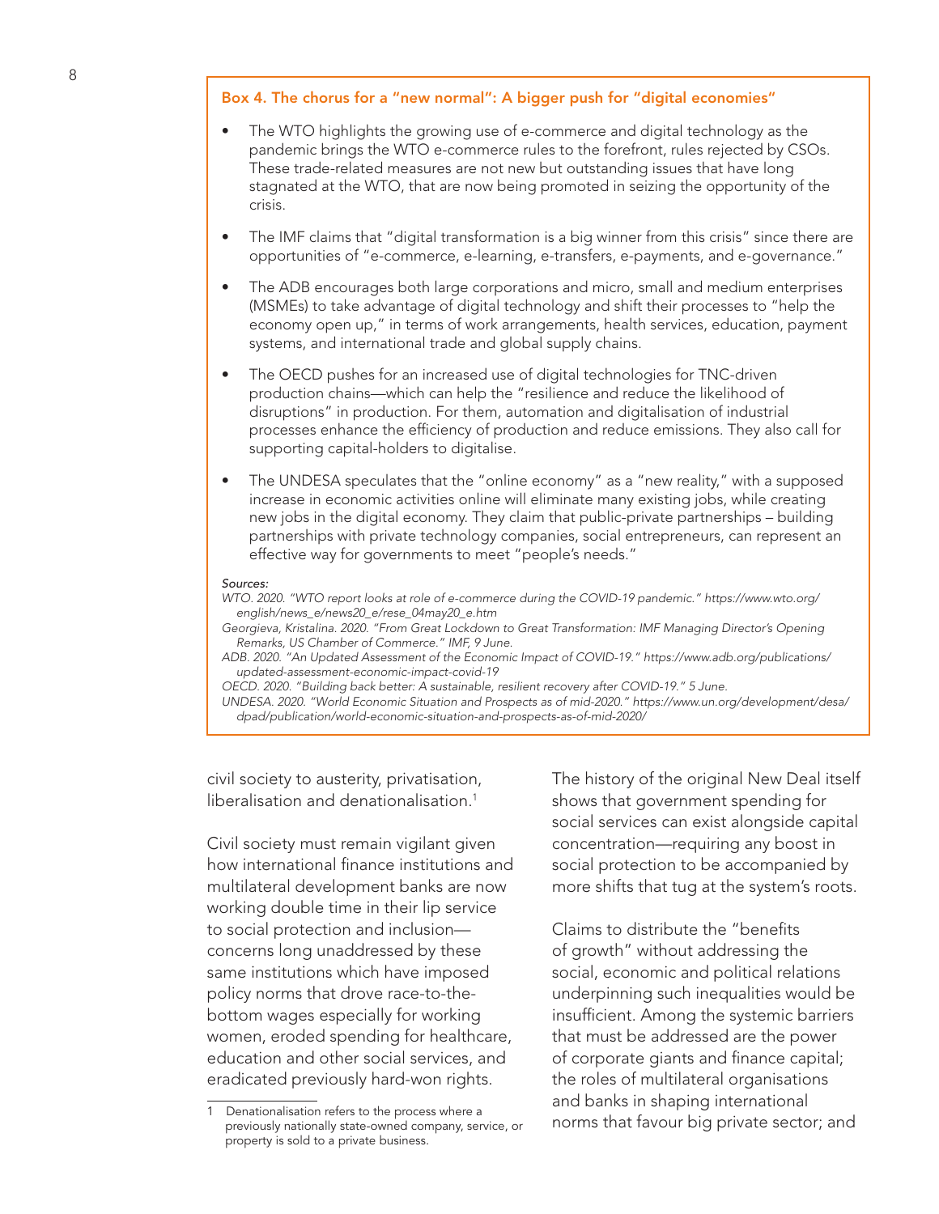### Box 4. The chorus for a "new normal": A bigger push for "digital economies"

- The WTO highlights the growing use of e-commerce and digital technology as the pandemic brings the WTO e-commerce rules to the forefront, rules rejected by CSOs. These trade-related measures are not new but outstanding issues that have long stagnated at the WTO, that are now being promoted in seizing the opportunity of the crisis.
- The IMF claims that "digital transformation is a big winner from this crisis" since there are opportunities of "e-commerce, e-learning, e-transfers, e-payments, and e-governance."
- The ADB encourages both large corporations and micro, small and medium enterprises (MSMEs) to take advantage of digital technology and shift their processes to "help the economy open up," in terms of work arrangements, health services, education, payment systems, and international trade and global supply chains.
- The OECD pushes for an increased use of digital technologies for TNC-driven production chains—which can help the "resilience and reduce the likelihood of disruptions" in production. For them, automation and digitalisation of industrial processes enhance the efficiency of production and reduce emissions. They also call for supporting capital-holders to digitalise.
- The UNDESA speculates that the "online economy" as a "new reality," with a supposed increase in economic activities online will eliminate many existing jobs, while creating new jobs in the digital economy. They claim that public-private partnerships – building partnerships with private technology companies, social entrepreneurs, can represent an effective way for governments to meet "people's needs."

*Sources:*

*WTO. 2020. "WTO report looks at role of e-commerce during the COVID-19 pandemic." https://www.wto.org/english/news_e/news20_e/rese_04may20_e.htm*

*Georgieva, Kristalina. 2020. "From Great Lockdown to Great Transformation: IMF Managing Director's Opening Remarks, US Chamber of Commerce." IMF, 9 June.*

*ADB. 2020. "An Updated Assessment of the Economic Impact of COVID-19." https://www.adb.org/publications/updated-assessment-economic-impact-covid-19*

*OECD. 2020. "Building back better: A sustainable, resilient recovery after COVID-19." 5 June.*

*UNDESA. 2020. "World Economic Situation and Prospects as of mid-2020." https://www.un.org/development/desa/dpad/publication/world-economic-situation-and-prospects-as-of-mid-2020/*

civil society to austerity, privatisation, liberalisation and denationalisation.[1]

Civil society must remain vigilant given how international finance institutions and multilateral development banks are now working double time in their lip service to social protection and inclusion—concerns long unaddressed by these same institutions which have imposed policy norms that drove race-to-the-bottom wages especially for working women, eroded spending for healthcare, education and other social services, and eradicated previously hard-won rights.

The history of the original New Deal itself shows that government spending for social services can exist alongside capital concentration—requiring any boost in social protection to be accompanied by more shifts that tug at the system's roots.

Claims to distribute the "benefits of growth" without addressing the social, economic and political relations underpinning such inequalities would be insufficient. Among the systemic barriers that must be addressed are the power of corporate giants and finance capital; the roles of multilateral organisations and banks in shaping international norms that favour big private sector; and

[1] Denationalisation refers to the process where a previously nationally state-owned company, service, or property is sold to a private business.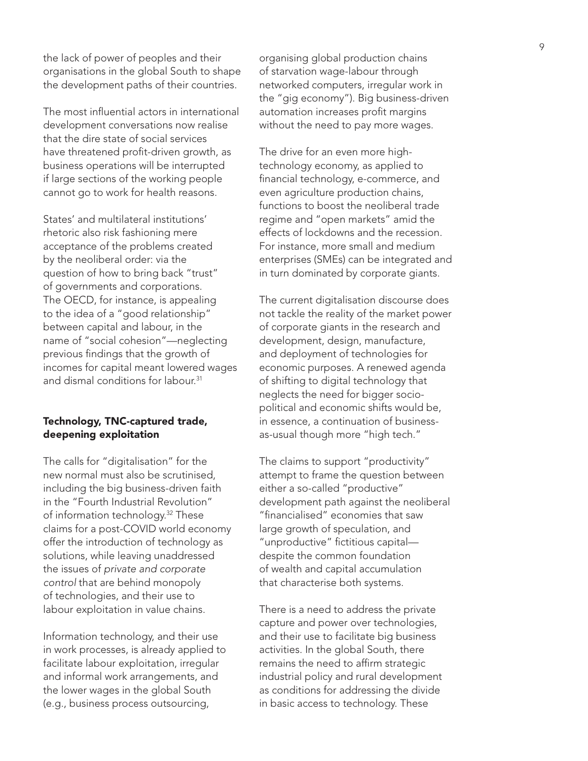the lack of power of peoples and their organisations in the global South to shape the development paths of their countries.

The most influential actors in international development conversations now realise that the dire state of social services have threatened profit-driven growth, as business operations will be interrupted if large sections of the working people cannot go to work for health reasons.

States' and multilateral institutions' rhetoric also risk fashioning mere acceptance of the problems created by the neoliberal order: via the question of how to bring back "trust" of governments and corporations. The OECD, for instance, is appealing to the idea of a "good relationship" between capital and labour, in the name of "social cohesion"—neglecting previous findings that the growth of incomes for capital meant lowered wages and dismal conditions for labour.[31]

## Technology, TNC-captured trade, deepening exploitation

The calls for "digitalisation" for the new normal must also be scrutinised, including the big business-driven faith in the "Fourth Industrial Revolution" of information technology.[32] These claims for a post-COVID world economy offer the introduction of technology as solutions, while leaving unaddressed the issues of *private and corporate control* that are behind monopoly of technologies, and their use to labour exploitation in value chains.

Information technology, and their use in work processes, is already applied to facilitate labour exploitation, irregular and informal work arrangements, and the lower wages in the global South (e.g., business process outsourcing, organising global production chains of starvation wage-labour through networked computers, irregular work in the "gig economy"). Big business-driven automation increases profit margins without the need to pay more wages.

The drive for an even more high-technology economy, as applied to financial technology, e-commerce, and even agriculture production chains, functions to boost the neoliberal trade regime and "open markets" amid the effects of lockdowns and the recession. For instance, more small and medium enterprises (SMEs) can be integrated and in turn dominated by corporate giants.

The current digitalisation discourse does not tackle the reality of the market power of corporate giants in the research and development, design, manufacture, and deployment of technologies for economic purposes. A renewed agenda of shifting to digital technology that neglects the need for bigger socio-political and economic shifts would be, in essence, a continuation of business-as-usual though more "high tech."

The claims to support "productivity" attempt to frame the question between either a so-called "productive" development path against the neoliberal "financialised" economies that saw large growth of speculation, and "unproductive" fictitious capital—despite the common foundation of wealth and capital accumulation that characterise both systems.

There is a need to address the private capture and power over technologies, and their use to facilitate big business activities. In the global South, there remains the need to affirm strategic industrial policy and rural development as conditions for addressing the divide in basic access to technology. These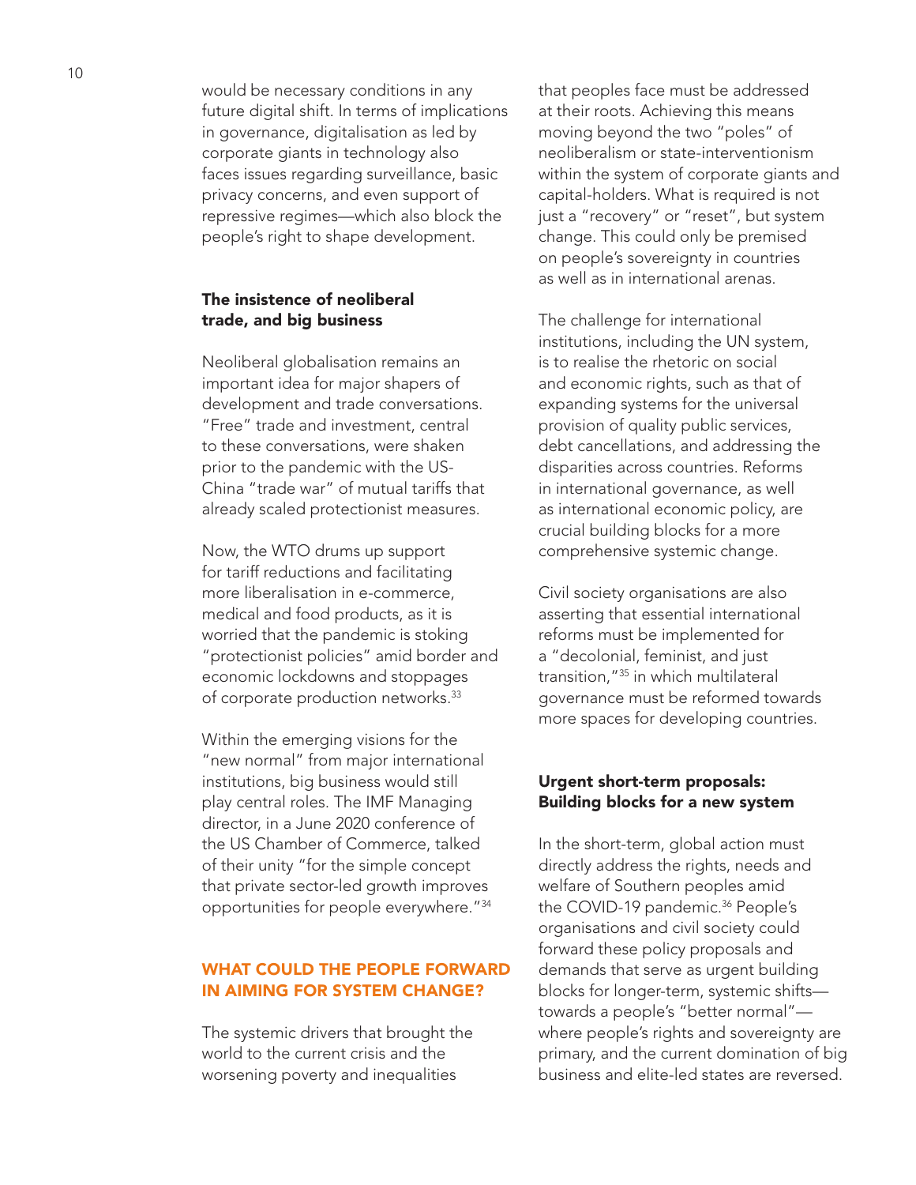would be necessary conditions in any future digital shift. In terms of implications in governance, digitalisation as led by corporate giants in technology also faces issues regarding surveillance, basic privacy concerns, and even support of repressive regimes—which also block the people's right to shape development.

### The insistence of neoliberal trade, and big business

Neoliberal globalisation remains an important idea for major shapers of development and trade conversations. "Free" trade and investment, central to these conversations, were shaken prior to the pandemic with the US-China "trade war" of mutual tariffs that already scaled protectionist measures.

Now, the WTO drums up support for tariff reductions and facilitating more liberalisation in e-commerce, medical and food products, as it is worried that the pandemic is stoking "protectionist policies" amid border and economic lockdowns and stoppages of corporate production networks.[33]

Within the emerging visions for the "new normal" from major international institutions, big business would still play central roles. The IMF Managing director, in a June 2020 conference of the US Chamber of Commerce, talked of their unity "for the simple concept that private sector-led growth improves opportunities for people everywhere."[34]

## WHAT COULD THE PEOPLE FORWARD IN AIMING FOR SYSTEM CHANGE?

The systemic drivers that brought the world to the current crisis and the worsening poverty and inequalities that peoples face must be addressed at their roots. Achieving this means moving beyond the two "poles" of neoliberalism or state-interventionism within the system of corporate giants and capital-holders. What is required is not just a "recovery" or "reset", but system change. This could only be premised on people's sovereignty in countries as well as in international arenas.

The challenge for international institutions, including the UN system, is to realise the rhetoric on social and economic rights, such as that of expanding systems for the universal provision of quality public services, debt cancellations, and addressing the disparities across countries. Reforms in international governance, as well as international economic policy, are crucial building blocks for a more comprehensive systemic change.

Civil society organisations are also asserting that essential international reforms must be implemented for a "decolonial, feminist, and just transition,"[35] in which multilateral governance must be reformed towards more spaces for developing countries.

### Urgent short-term proposals: Building blocks for a new system

In the short-term, global action must directly address the rights, needs and welfare of Southern peoples amid the COVID-19 pandemic.[36] People's organisations and civil society could forward these policy proposals and demands that serve as urgent building blocks for longer-term, systemic shifts—towards a people's "better normal"—where people's rights and sovereignty are primary, and the current domination of big business and elite-led states are reversed.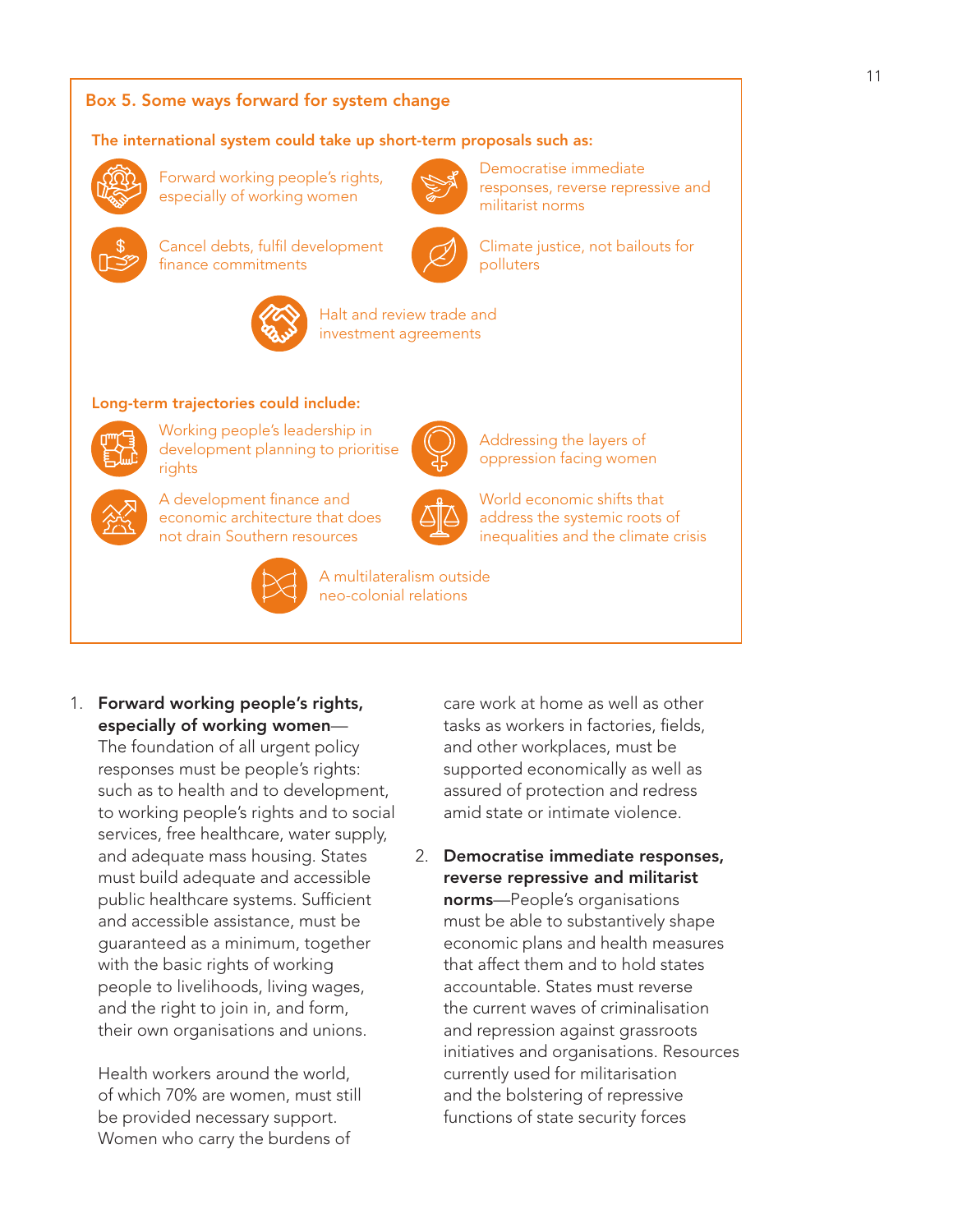## Box 5. Some ways forward for system change

**The international system could take up short-term proposals such as:**

- Forward working people's rights, especially of working women
- Democratise immediate responses, reverse repressive and militarist norms
- Cancel debts, fulfil development finance commitments
- Climate justice, not bailouts for polluters
- Halt and review trade and investment agreements

**Long-term trajectories could include:**

- Working people's leadership in development planning to prioritise rights
- Addressing the layers of oppression facing women
- A development finance and economic architecture that does not drain Southern resources
- World economic shifts that address the systemic roots of inequalities and the climate crisis
- A multilateralism outside neo-colonial relations

1. **Forward working people's rights, especially of working women**—The foundation of all urgent policy responses must be people's rights: such as to health and to development, to working people's rights and to social services, free healthcare, water supply, and adequate mass housing. States must build adequate and accessible public healthcare systems. Sufficient and accessible assistance, must be guaranteed as a minimum, together with the basic rights of working people to livelihoods, living wages, and the right to join in, and form, their own organisations and unions.

   Health workers around the world, of which 70% are women, must still be provided necessary support. Women who carry the burdens of care work at home as well as other tasks as workers in factories, fields, and other workplaces, must be supported economically as well as assured of protection and redress amid state or intimate violence.

2. **Democratise immediate responses, reverse repressive and militarist norms**—People's organisations must be able to substantively shape economic plans and health measures that affect them and to hold states accountable. States must reverse the current waves of criminalisation and repression against grassroots initiatives and organisations. Resources currently used for militarisation and the bolstering of repressive functions of state security forces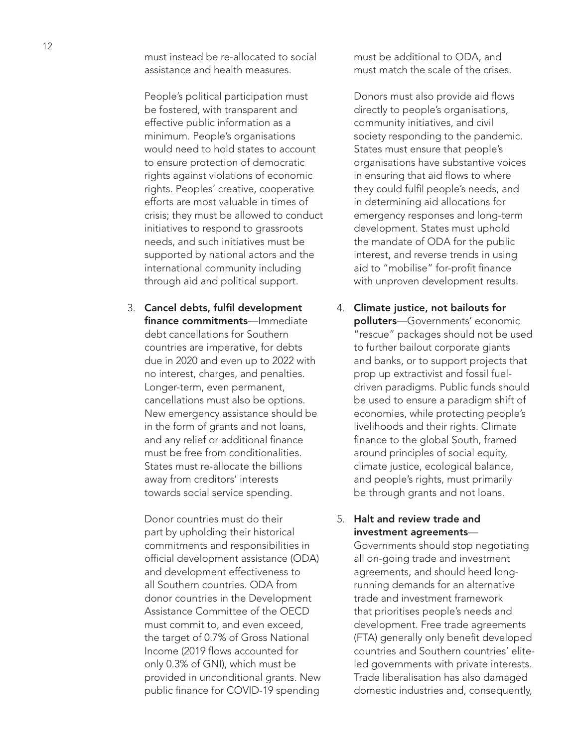must instead be re-allocated to social assistance and health measures.

People's political participation must be fostered, with transparent and effective public information as a minimum. People's organisations would need to hold states to account to ensure protection of democratic rights against violations of economic rights. Peoples' creative, cooperative efforts are most valuable in times of crisis; they must be allowed to conduct initiatives to respond to grassroots needs, and such initiatives must be supported by national actors and the international community including through aid and political support.

3. **Cancel debts, fulfil development finance commitments**—Immediate debt cancellations for Southern countries are imperative, for debts due in 2020 and even up to 2022 with no interest, charges, and penalties. Longer-term, even permanent, cancellations must also be options. New emergency assistance should be in the form of grants and not loans, and any relief or additional finance must be free from conditionalities. States must re-allocate the billions away from creditors' interests towards social service spending.

   Donor countries must do their part by upholding their historical commitments and responsibilities in official development assistance (ODA) and development effectiveness to all Southern countries. ODA from donor countries in the Development Assistance Committee of the OECD must commit to, and even exceed, the target of 0.7% of Gross National Income (2019 flows accounted for only 0.3% of GNI), which must be provided in unconditional grants. New public finance for COVID-19 spending must be additional to ODA, and must match the scale of the crises.

   Donors must also provide aid flows directly to people's organisations, community initiatives, and civil society responding to the pandemic. States must ensure that people's organisations have substantive voices in ensuring that aid flows to where they could fulfil people's needs, and in determining aid allocations for emergency responses and long-term development. States must uphold the mandate of ODA for the public interest, and reverse trends in using aid to "mobilise" for-profit finance with unproven development results.

4. **Climate justice, not bailouts for polluters**—Governments' economic "rescue" packages should not be used to further bailout corporate giants and banks, or to support projects that prop up extractivist and fossil fuel-driven paradigms. Public funds should be used to ensure a paradigm shift of economies, while protecting people's livelihoods and their rights. Climate finance to the global South, framed around principles of social equity, climate justice, ecological balance, and people's rights, must primarily be through grants and not loans.

5. **Halt and review trade and investment agreements**—Governments should stop negotiating all on-going trade and investment agreements, and should heed long-running demands for an alternative trade and investment framework that prioritises people's needs and development. Free trade agreements (FTA) generally only benefit developed countries and Southern countries' elite-led governments with private interests. Trade liberalisation has also damaged domestic industries and, consequently,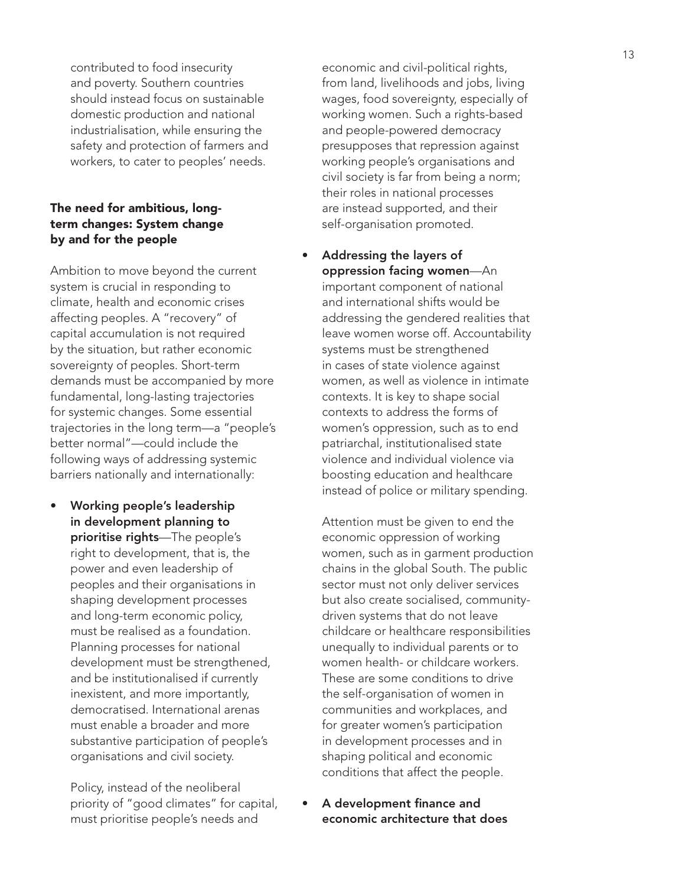contributed to food insecurity and poverty. Southern countries should instead focus on sustainable domestic production and national industrialisation, while ensuring the safety and protection of farmers and workers, to cater to peoples' needs.

### The need for ambitious, long-term changes: System change by and for the people

Ambition to move beyond the current system is crucial in responding to climate, health and economic crises affecting peoples. A "recovery" of capital accumulation is not required by the situation, but rather economic sovereignty of peoples. Short-term demands must be accompanied by more fundamental, long-lasting trajectories for systemic changes. Some essential trajectories in the long term—a "people's better normal"—could include the following ways of addressing systemic barriers nationally and internationally:

- **Working people's leadership in development planning to prioritise rights**—The people's right to development, that is, the power and even leadership of peoples and their organisations in shaping development processes and long-term economic policy, must be realised as a foundation. Planning processes for national development must be strengthened, and be institutionalised if currently inexistent, and more importantly, democratised. International arenas must enable a broader and more substantive participation of people's organisations and civil society.

  Policy, instead of the neoliberal priority of "good climates" for capital, must prioritise people's needs and economic and civil-political rights, from land, livelihoods and jobs, living wages, food sovereignty, especially of working women. Such a rights-based and people-powered democracy presupposes that repression against working people's organisations and civil society is far from being a norm; their roles in national processes are instead supported, and their self-organisation promoted.

- **Addressing the layers of oppression facing women**—An important component of national and international shifts would be addressing the gendered realities that leave women worse off. Accountability systems must be strengthened in cases of state violence against women, as well as violence in intimate contexts. It is key to shape social contexts to address the forms of women's oppression, such as to end patriarchal, institutionalised state violence and individual violence via boosting education and healthcare instead of police or military spending.

  Attention must be given to end the economic oppression of working women, such as in garment production chains in the global South. The public sector must not only deliver services but also create socialised, community-driven systems that do not leave childcare or healthcare responsibilities unequally to individual parents or to women health- or childcare workers. These are some conditions to drive the self-organisation of women in communities and workplaces, and for greater women's participation in development processes and in shaping political and economic conditions that affect the people.

- **A development finance and economic architecture that does**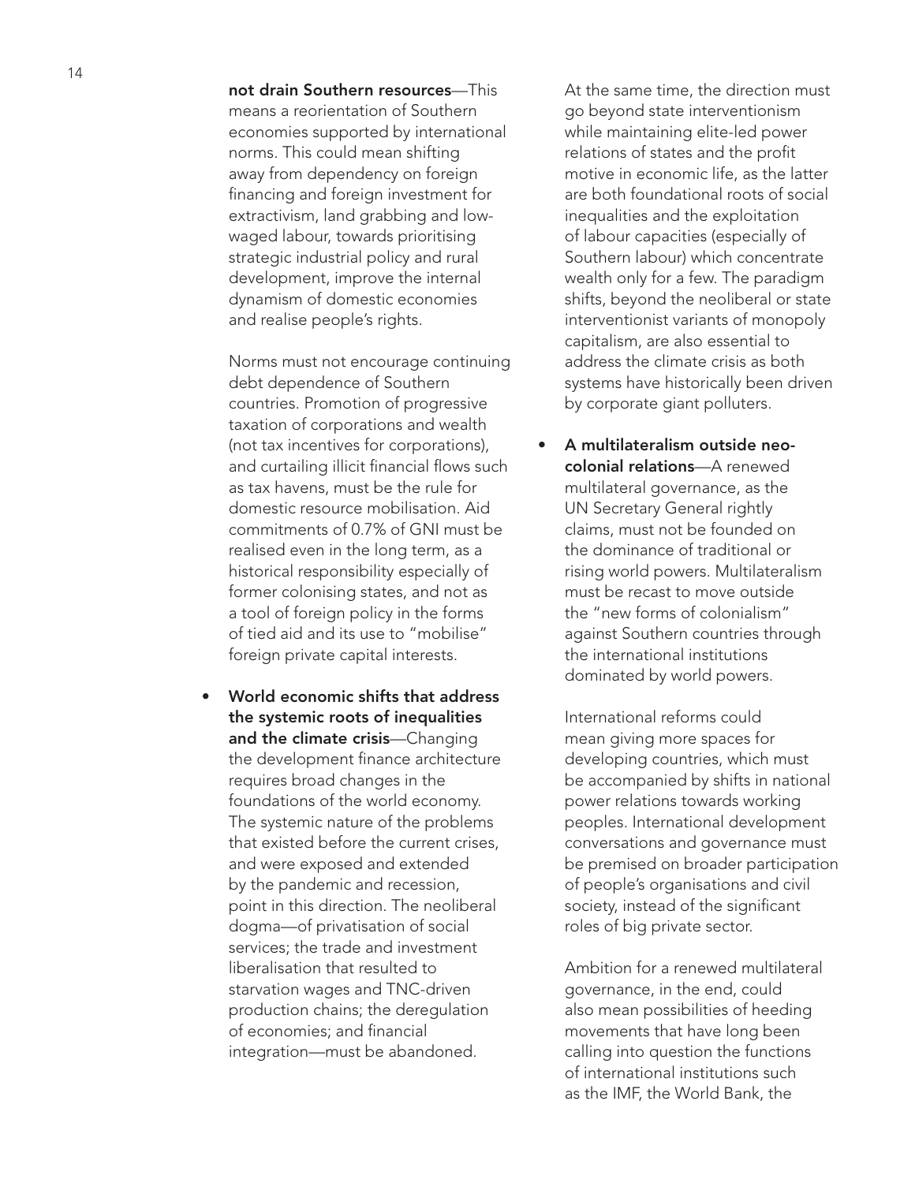**not drain Southern resources**—This means a reorientation of Southern economies supported by international norms. This could mean shifting away from dependency on foreign financing and foreign investment for extractivism, land grabbing and low-waged labour, towards prioritising strategic industrial policy and rural development, improve the internal dynamism of domestic economies and realise people's rights.

Norms must not encourage continuing debt dependence of Southern countries. Promotion of progressive taxation of corporations and wealth (not tax incentives for corporations), and curtailing illicit financial flows such as tax havens, must be the rule for domestic resource mobilisation. Aid commitments of 0.7% of GNI must be realised even in the long term, as a historical responsibility especially of former colonising states, and not as a tool of foreign policy in the forms of tied aid and its use to "mobilise" foreign private capital interests.

- **World economic shifts that address the systemic roots of inequalities and the climate crisis**—Changing the development finance architecture requires broad changes in the foundations of the world economy. The systemic nature of the problems that existed before the current crises, and were exposed and extended by the pandemic and recession, point in this direction. The neoliberal dogma—of privatisation of social services; the trade and investment liberalisation that resulted to starvation wages and TNC-driven production chains; the deregulation of economies; and financial integration—must be abandoned.

  At the same time, the direction must go beyond state interventionism while maintaining elite-led power relations of states and the profit motive in economic life, as the latter are both foundational roots of social inequalities and the exploitation of labour capacities (especially of Southern labour) which concentrate wealth only for a few. The paradigm shifts, beyond the neoliberal or state interventionist variants of monopoly capitalism, are also essential to address the climate crisis as both systems have historically been driven by corporate giant polluters.

- **A multilateralism outside neo-colonial relations**—A renewed multilateral governance, as the UN Secretary General rightly claims, must not be founded on the dominance of traditional or rising world powers. Multilateralism must be recast to move outside the "new forms of colonialism" against Southern countries through the international institutions dominated by world powers.

  International reforms could mean giving more spaces for developing countries, which must be accompanied by shifts in national power relations towards working peoples. International development conversations and governance must be premised on broader participation of people's organisations and civil society, instead of the significant roles of big private sector.

  Ambition for a renewed multilateral governance, in the end, could also mean possibilities of heeding movements that have long been calling into question the functions of international institutions such as the IMF, the World Bank, the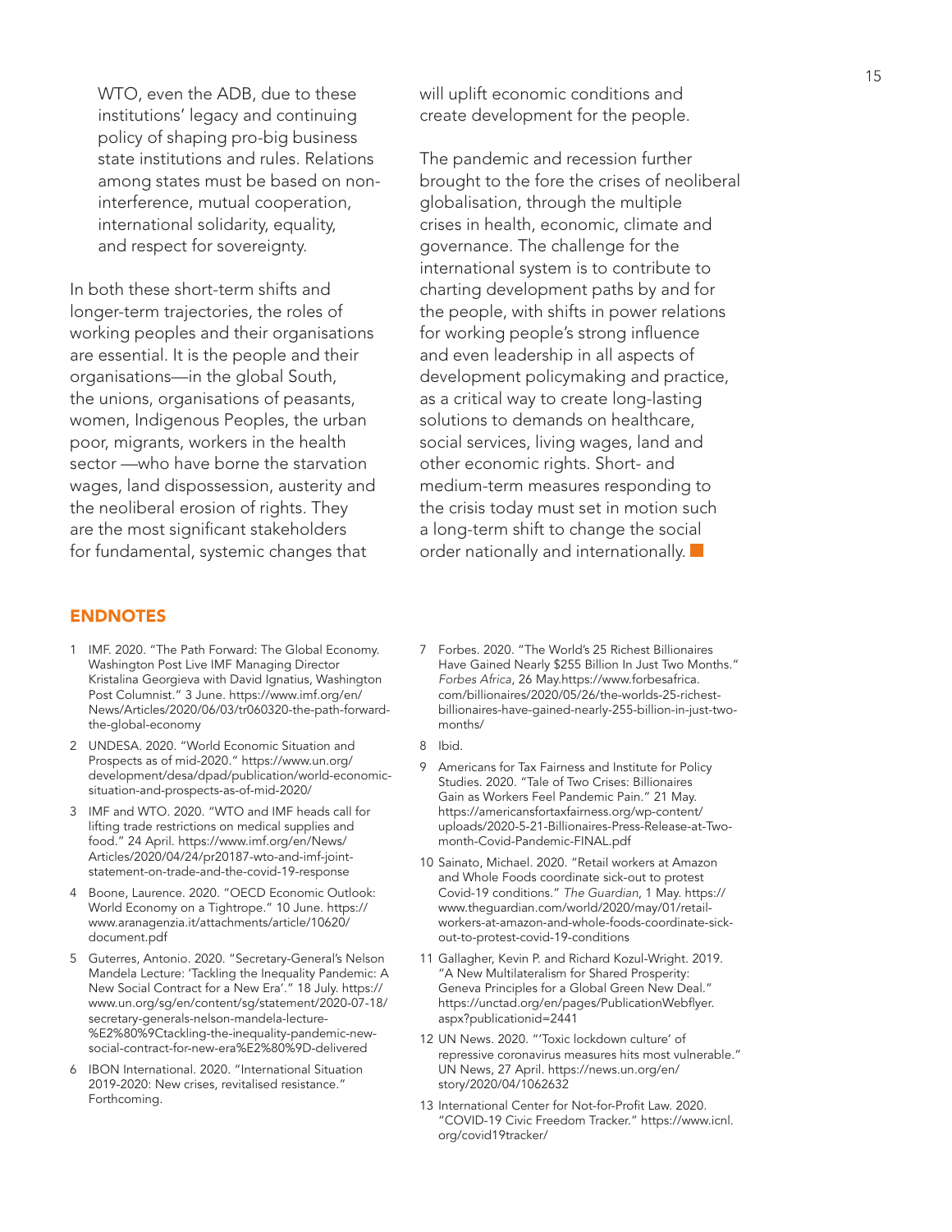WTO, even the ADB, due to these institutions' legacy and continuing policy of shaping pro-big business state institutions and rules. Relations among states must be based on non-interference, mutual cooperation, international solidarity, equality, and respect for sovereignty.

In both these short-term shifts and longer-term trajectories, the roles of working peoples and their organisations are essential. It is the people and their organisations—in the global South, the unions, organisations of peasants, women, Indigenous Peoples, the urban poor, migrants, workers in the health sector —who have borne the starvation wages, land dispossession, austerity and the neoliberal erosion of rights. They are the most significant stakeholders for fundamental, systemic changes that will uplift economic conditions and create development for the people.

The pandemic and recession further brought to the fore the crises of neoliberal globalisation, through the multiple crises in health, economic, climate and governance. The challenge for the international system is to contribute to charting development paths by and for the people, with shifts in power relations for working people's strong influence and even leadership in all aspects of development policymaking and practice, as a critical way to create long-lasting solutions to demands on healthcare, social services, living wages, land and other economic rights. Short- and medium-term measures responding to the crisis today must set in motion such a long-term shift to change the social order nationally and internationally.

## ENDNOTES

1. IMF. 2020. "The Path Forward: The Global Economy. Washington Post Live IMF Managing Director Kristalina Georgieva with David Ignatius, Washington Post Columnist." 3 June. https://www.imf.org/en/News/Articles/2020/06/03/tr060320-the-path-forward-the-global-economy
2. UNDESA. 2020. "World Economic Situation and Prospects as of mid-2020." https://www.un.org/development/desa/dpad/publication/world-economic-situation-and-prospects-as-of-mid-2020/
3. IMF and WTO. 2020. "WTO and IMF heads call for lifting trade restrictions on medical supplies and food." 24 April. https://www.imf.org/en/News/Articles/2020/04/24/pr20187-wto-and-imf-joint-statement-on-trade-and-the-covid-19-response
4. Boone, Laurence. 2020. "OECD Economic Outlook: World Economy on a Tightrope." 10 June. https://www.aranagenzia.it/attachments/article/10620/document.pdf
5. Guterres, Antonio. 2020. "Secretary-General's Nelson Mandela Lecture: 'Tackling the Inequality Pandemic: A New Social Contract for a New Era'." 18 July. https://www.un.org/sg/en/content/sg/statement/2020-07-18/secretary-generals-nelson-mandela-lecture-%E2%80%9Ctackling-the-inequality-pandemic-new-social-contract-for-new-era%E2%80%9D-delivered
6. IBON International. 2020. "International Situation 2019-2020: New crises, revitalised resistance." Forthcoming.
7. Forbes. 2020. "The World's 25 Richest Billionaires Have Gained Nearly $255 Billion In Just Two Months." *Forbes Africa*, 26 May.https://www.forbesafrica.com/billionaires/2020/05/26/the-worlds-25-richest-billionaires-have-gained-nearly-255-billion-in-just-two-months/
8. Ibid.
9. Americans for Tax Fairness and Institute for Policy Studies. 2020. "Tale of Two Crises: Billionaires Gain as Workers Feel Pandemic Pain." 21 May. https://americansfortaxfairness.org/wp-content/uploads/2020-5-21-Billionaires-Press-Release-at-Two-month-Covid-Pandemic-FINAL.pdf
10. Sainato, Michael. 2020. "Retail workers at Amazon and Whole Foods coordinate sick-out to protest Covid-19 conditions." *The Guardian*, 1 May. https://www.theguardian.com/world/2020/may/01/retail-workers-at-amazon-and-whole-foods-coordinate-sick-out-to-protest-covid-19-conditions
11. Gallagher, Kevin P. and Richard Kozul-Wright. 2019. "A New Multilateralism for Shared Prosperity: Geneva Principles for a Global Green New Deal." https://unctad.org/en/pages/PublicationWebflyer.aspx?publicationid=2441
12. UN News. 2020. "'Toxic lockdown culture' of repressive coronavirus measures hits most vulnerable." UN News, 27 April. https://news.un.org/en/story/2020/04/1062632
13. International Center for Not-for-Profit Law. 2020. "COVID-19 Civic Freedom Tracker." https://www.icnl.org/covid19tracker/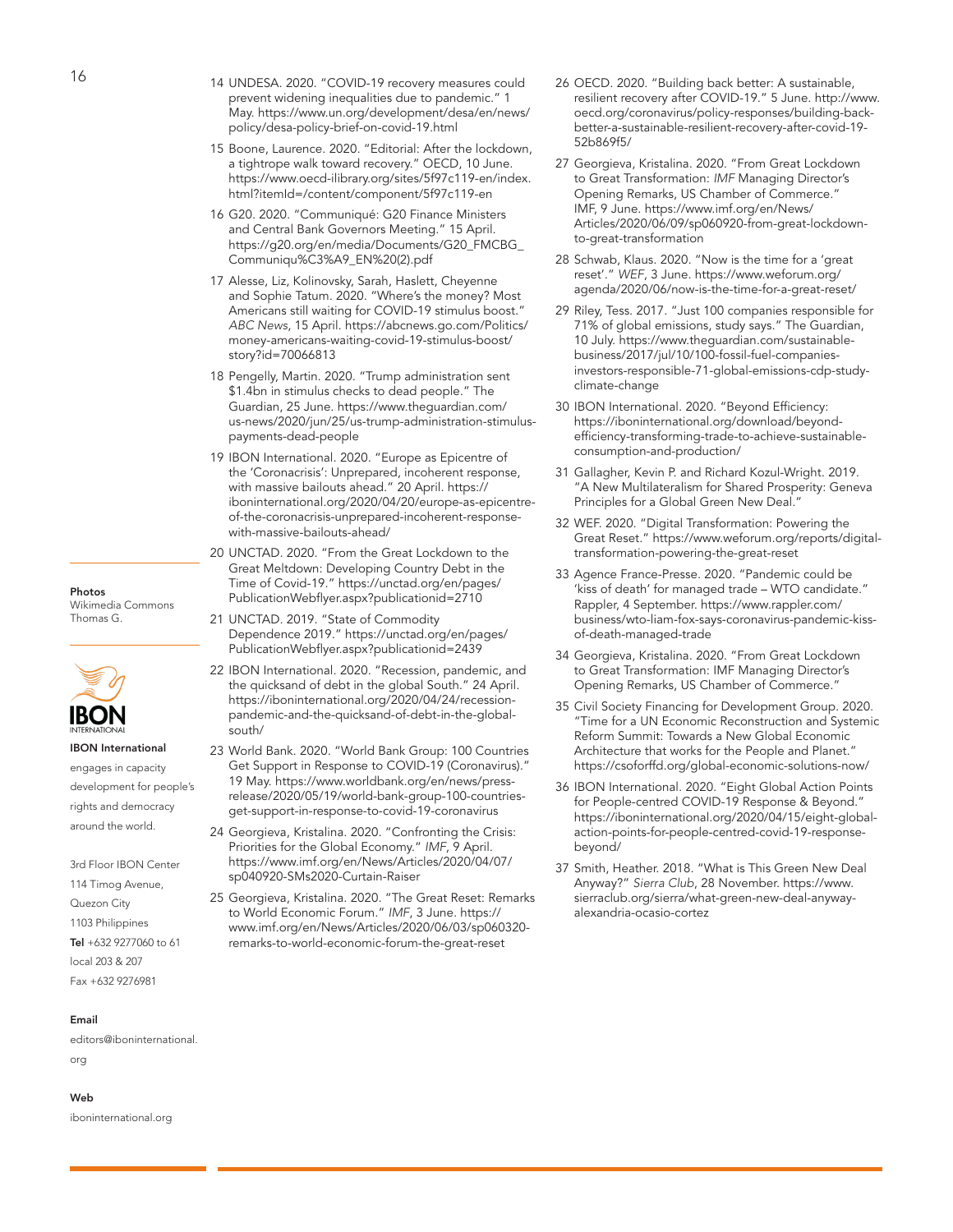14 UNDESA. 2020. "COVID-19 recovery measures could prevent widening inequalities due to pandemic." 1 May. https://www.un.org/development/desa/en/news/policy/desa-policy-brief-on-covid-19.html

15 Boone, Laurence. 2020. "Editorial: After the lockdown, a tightrope walk toward recovery." OECD, 10 June. https://www.oecd-ilibrary.org/sites/5f97c119-en/index.html?itemId=/content/component/5f97c119-en

16 G20. 2020. "Communiqué: G20 Finance Ministers and Central Bank Governors Meeting." 15 April. https://g20.org/en/media/Documents/G20_FMCBG_Communiqu%C3%A9_EN%20(2).pdf

17 Alesse, Liz, Kolinovsky, Sarah, Haslett, Cheyenne and Sophie Tatum. 2020. "Where's the money? Most Americans still waiting for COVID-19 stimulus boost." *ABC News*, 15 April. https://abcnews.go.com/Politics/money-americans-waiting-covid-19-stimulus-boost/story?id=70066813

18 Pengelly, Martin. 2020. "Trump administration sent $1.4bn in stimulus checks to dead people." The Guardian, 25 June. https://www.theguardian.com/us-news/2020/jun/25/us-trump-administration-stimulus-payments-dead-people

19 IBON International. 2020. "Europe as Epicentre of the 'Coronacrisis': Unprepared, incoherent response, with massive bailouts ahead." 20 April. https://iboninternational.org/2020/04/20/europe-as-epicentre-of-the-coronacrisis-unprepared-incoherent-response-with-massive-bailouts-ahead/

20 UNCTAD. 2020. "From the Great Lockdown to the Great Meltdown: Developing Country Debt in the Time of Covid-19." https://unctad.org/en/pages/PublicationWebflyer.aspx?publicationid=2710

21 UNCTAD. 2019. "State of Commodity Dependence 2019." https://unctad.org/en/pages/PublicationWebflyer.aspx?publicationid=2439

22 IBON International. 2020. "Recession, pandemic, and the quicksand of debt in the global South." 24 April. https://iboninternational.org/2020/04/24/recession-pandemic-and-the-quicksand-of-debt-in-the-global-south/

23 World Bank. 2020. "World Bank Group: 100 Countries Get Support in Response to COVID-19 (Coronavirus)." 19 May. https://www.worldbank.org/en/news/press-release/2020/05/19/world-bank-group-100-countries-get-support-in-response-to-covid-19-coronavirus

24 Georgieva, Kristalina. 2020. "Confronting the Crisis: Priorities for the Global Economy." *IMF*, 9 April. https://www.imf.org/en/News/Articles/2020/04/07/sp040920-SMs2020-Curtain-Raiser

25 Georgieva, Kristalina. 2020. "The Great Reset: Remarks to World Economic Forum." *IMF*, 3 June. https://www.imf.org/en/News/Articles/2020/06/03/sp060320-remarks-to-world-economic-forum-the-great-reset

26 OECD. 2020. "Building back better: A sustainable, resilient recovery after COVID-19." 5 June. http://www.oecd.org/coronavirus/policy-responses/building-back-better-a-sustainable-resilient-recovery-after-covid-19-52b869f5/

27 Georgieva, Kristalina. 2020. "From Great Lockdown to Great Transformation: *IMF* Managing Director's Opening Remarks, US Chamber of Commerce." IMF, 9 June. https://www.imf.org/en/News/Articles/2020/06/09/sp060920-from-great-lockdown-to-great-transformation

28 Schwab, Klaus. 2020. "Now is the time for a 'great reset'." *WEF*, 3 June. https://www.weforum.org/agenda/2020/06/now-is-the-time-for-a-great-reset/

29 Riley, Tess. 2017. "Just 100 companies responsible for 71% of global emissions, study says." The Guardian, 10 July. https://www.theguardian.com/sustainable-business/2017/jul/10/100-fossil-fuel-companies-investors-responsible-71-global-emissions-cdp-study-climate-change

30 IBON International. 2020. "Beyond Efficiency: https://iboninternational.org/download/beyond-efficiency-transforming-trade-to-achieve-sustainable-consumption-and-production/

31 Gallagher, Kevin P. and Richard Kozul-Wright. 2019. "A New Multilateralism for Shared Prosperity: Geneva Principles for a Global Green New Deal."

32 WEF. 2020. "Digital Transformation: Powering the Great Reset." https://www.weforum.org/reports/digital-transformation-powering-the-great-reset

33 Agence France-Presse. 2020. "Pandemic could be 'kiss of death' for managed trade – WTO candidate." Rappler, 4 September. https://www.rappler.com/business/wto-liam-fox-says-coronavirus-pandemic-kiss-of-death-managed-trade

34 Georgieva, Kristalina. 2020. "From Great Lockdown to Great Transformation: IMF Managing Director's Opening Remarks, US Chamber of Commerce."

35 Civil Society Financing for Development Group. 2020. "Time for a UN Economic Reconstruction and Systemic Reform Summit: Towards a New Global Economic Architecture that works for the People and Planet." https://csoforffd.org/global-economic-solutions-now/

36 IBON International. 2020. "Eight Global Action Points for People-centred COVID-19 Response & Beyond." https://iboninternational.org/2020/04/15/eight-global-action-points-for-people-centred-covid-19-response-beyond/

37 Smith, Heather. 2018. "What is This Green New Deal Anyway?" *Sierra Club*, 28 November. https://www.sierraclub.org/sierra/what-green-new-deal-anyway-alexandria-ocasio-cortez

**Photos**
Wikimedia Commons
Thomas G.

**IBON International** engages in capacity development for people's rights and democracy around the world.

3rd Floor IBON Center
114 Timog Avenue,
Quezon City
1103 Philippines
**Tel** +632 9277060 to 61 local 203 & 207
Fax +632 9276981

**Email**
editors@iboninternational.org

**Web**
iboninternational.org